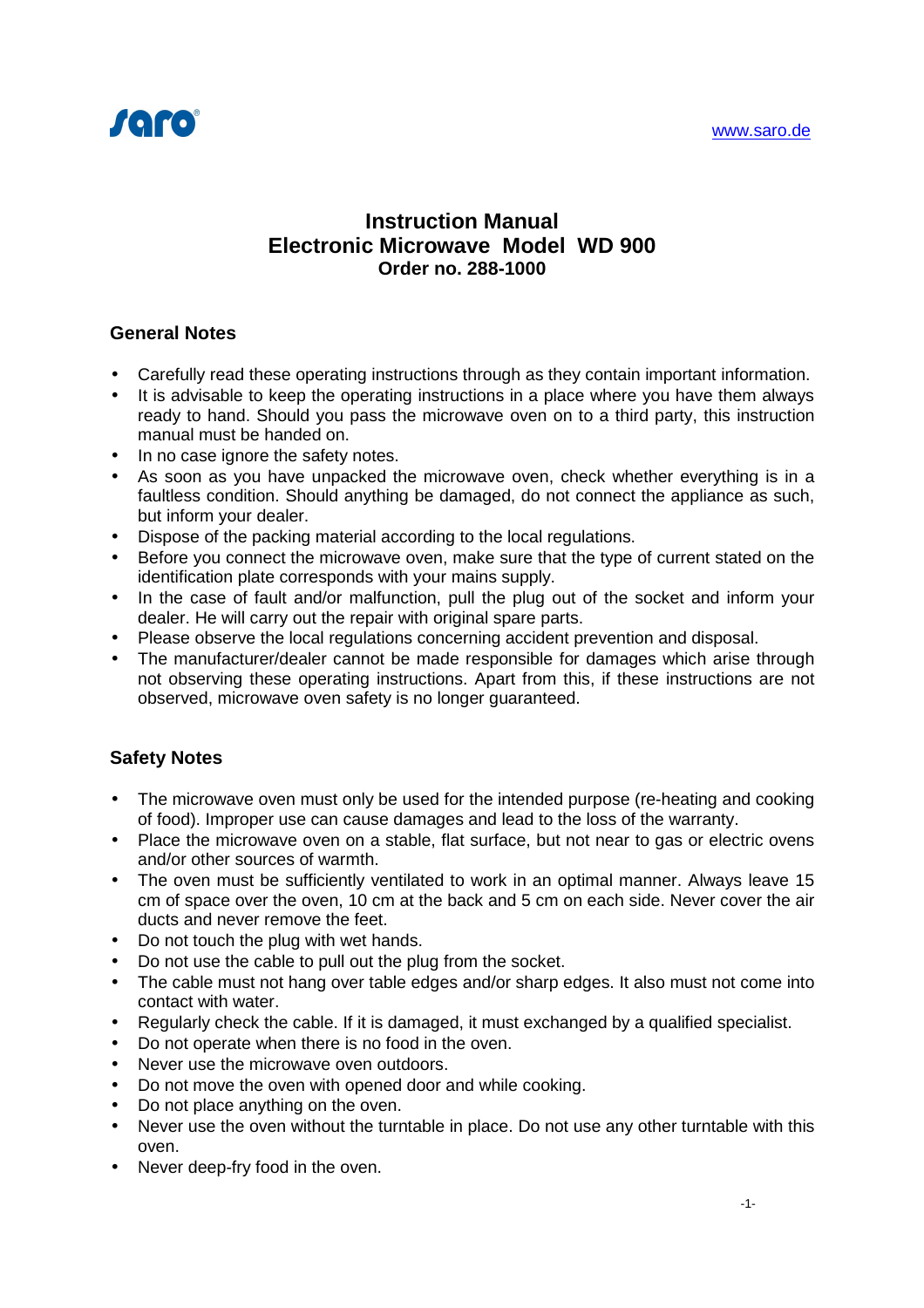saro®

www.saro.de

# Instruction Manual
# Electronic Microwave Model WD 900
**Order no. 288-1000**

## General Notes

- Carefully read these operating instructions through as they contain important information.
- It is advisable to keep the operating instructions in a place where you have them always ready to hand. Should you pass the microwave oven on to a third party, this instruction manual must be handed on.
- In no case ignore the safety notes.
- As soon as you have unpacked the microwave oven, check whether everything is in a faultless condition. Should anything be damaged, do not connect the appliance as such, but inform your dealer.
- Dispose of the packing material according to the local regulations.
- Before you connect the microwave oven, make sure that the type of current stated on the identification plate corresponds with your mains supply.
- In the case of fault and/or malfunction, pull the plug out of the socket and inform your dealer. He will carry out the repair with original spare parts.
- Please observe the local regulations concerning accident prevention and disposal.
- The manufacturer/dealer cannot be made responsible for damages which arise through not observing these operating instructions. Apart from this, if these instructions are not observed, microwave oven safety is no longer guaranteed.

## Safety Notes

- The microwave oven must only be used for the intended purpose (re-heating and cooking of food). Improper use can cause damages and lead to the loss of the warranty.
- Place the microwave oven on a stable, flat surface, but not near to gas or electric ovens and/or other sources of warmth.
- The oven must be sufficiently ventilated to work in an optimal manner. Always leave 15 cm of space over the oven, 10 cm at the back and 5 cm on each side. Never cover the air ducts and never remove the feet.
- Do not touch the plug with wet hands.
- Do not use the cable to pull out the plug from the socket.
- The cable must not hang over table edges and/or sharp edges. It also must not come into contact with water.
- Regularly check the cable. If it is damaged, it must exchanged by a qualified specialist.
- Do not operate when there is no food in the oven.
- Never use the microwave oven outdoors.
- Do not move the oven with opened door and while cooking.
- Do not place anything on the oven.
- Never use the oven without the turntable in place. Do not use any other turntable with this oven.
- Never deep-fry food in the oven.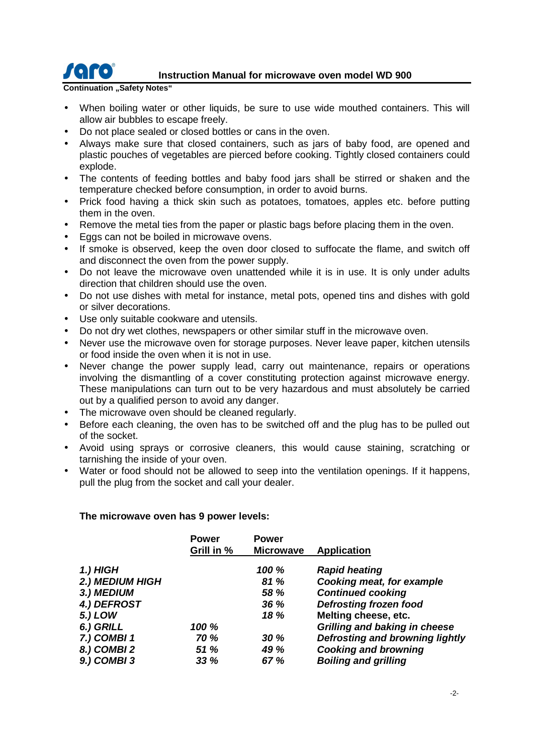Continuation „Safety Notes“

- When boiling water or other liquids, be sure to use wide mouthed containers. This will allow air bubbles to escape freely.
- Do not place sealed or closed bottles or cans in the oven.
- Always make sure that closed containers, such as jars of baby food, are opened and plastic pouches of vegetables are pierced before cooking. Tightly closed containers could explode.
- The contents of feeding bottles and baby food jars shall be stirred or shaken and the temperature checked before consumption, in order to avoid burns.
- Prick food having a thick skin such as potatoes, tomatoes, apples etc. before putting them in the oven.
- Remove the metal ties from the paper or plastic bags before placing them in the oven.
- Eggs can not be boiled in microwave ovens.
- If smoke is observed, keep the oven door closed to suffocate the flame, and switch off and disconnect the oven from the power supply.
- Do not leave the microwave oven unattended while it is in use. It is only under adults direction that children should use the oven.
- Do not use dishes with metal for instance, metal pots, opened tins and dishes with gold or silver decorations.
- Use only suitable cookware and utensils.
- Do not dry wet clothes, newspapers or other similar stuff in the microwave oven.
- Never use the microwave oven for storage purposes. Never leave paper, kitchen utensils or food inside the oven when it is not in use.
- Never change the power supply lead, carry out maintenance, repairs or operations involving the dismantling of a cover constituting protection against microwave energy. These manipulations can turn out to be very hazardous and must absolutely be carried out by a qualified person to avoid any danger.
- The microwave oven should be cleaned regularly.
- Before each cleaning, the oven has to be switched off and the plug has to be pulled out of the socket.
- Avoid using sprays or corrosive cleaners, this would cause staining, scratching or tarnishing the inside of your oven.
- Water or food should not be allowed to seep into the ventilation openings. If it happens, pull the plug from the socket and call your dealer.

**The microwave oven has 9 power levels:**

| | Power Grill in % | Power Microwave | Application |
|---|---|---|---|
| ***1.) HIGH*** | | ***100 %*** | ***Rapid heating*** |
| ***2.) MEDIUM HIGH*** | | ***81 %*** | ***Cooking meat, for example*** |
| ***3.) MEDIUM*** | | ***58 %*** | ***Continued cooking*** |
| ***4.) DEFROST*** | | ***36 %*** | ***Defrosting frozen food*** |
| ***5.) LOW*** | | ***18 %*** | **Melting cheese, etc.** |
| ***6.) GRILL*** | ***100 %*** | | ***Grilling and baking in cheese*** |
| ***7.) COMBI 1*** | ***70 %*** | ***30 %*** | ***Defrosting and browning lightly*** |
| ***8.) COMBI 2*** | ***51 %*** | ***49 %*** | ***Cooking and browning*** |
| ***9.) COMBI 3*** | ***33 %*** | ***67 %*** | ***Boiling and grilling*** |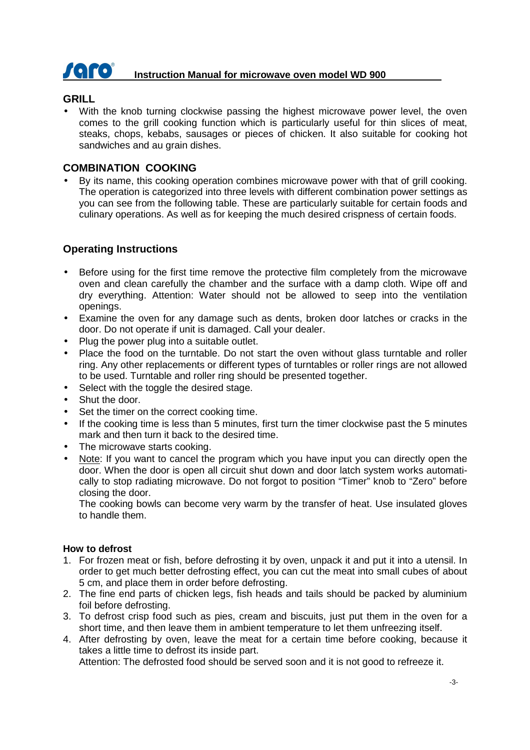## GRILL

- With the knob turning clockwise passing the highest microwave power level, the oven comes to the grill cooking function which is particularly useful for thin slices of meat, steaks, chops, kebabs, sausages or pieces of chicken. It also suitable for cooking hot sandwiches and au grain dishes.

## COMBINATION COOKING

- By its name, this cooking operation combines microwave power with that of grill cooking. The operation is categorized into three levels with different combination power settings as you can see from the following table. These are particularly suitable for certain foods and culinary operations. As well as for keeping the much desired crispness of certain foods.

## Operating Instructions

- Before using for the first time remove the protective film completely from the microwave oven and clean carefully the chamber and the surface with a damp cloth. Wipe off and dry everything. Attention: Water should not be allowed to seep into the ventilation openings.
- Examine the oven for any damage such as dents, broken door latches or cracks in the door. Do not operate if unit is damaged. Call your dealer.
- Plug the power plug into a suitable outlet.
- Place the food on the turntable. Do not start the oven without glass turntable and roller ring. Any other replacements or different types of turntables or roller rings are not allowed to be used. Turntable and roller ring should be presented together.
- Select with the toggle the desired stage.
- Shut the door.
- Set the timer on the correct cooking time.
- If the cooking time is less than 5 minutes, first turn the timer clockwise past the 5 minutes mark and then turn it back to the desired time.
- The microwave starts cooking.
- Note: If you want to cancel the program which you have input you can directly open the door. When the door is open all circuit shut down and door latch system works automatically to stop radiating microwave. Do not forgot to position "Timer" knob to "Zero" before closing the door.

  The cooking bowls can become very warm by the transfer of heat. Use insulated gloves to handle them.

### How to defrost

1. For frozen meat or fish, before defrosting it by oven, unpack it and put it into a utensil. In order to get much better defrosting effect, you can cut the meat into small cubes of about 5 cm, and place them in order before defrosting.
2. The fine end parts of chicken legs, fish heads and tails should be packed by aluminium foil before defrosting.
3. To defrost crisp food such as pies, cream and biscuits, just put them in the oven for a short time, and then leave them in ambient temperature to let them unfreezing itself.
4. After defrosting by oven, leave the meat for a certain time before cooking, because it takes a little time to defrost its inside part.

   Attention: The defrosted food should be served soon and it is not good to refreeze it.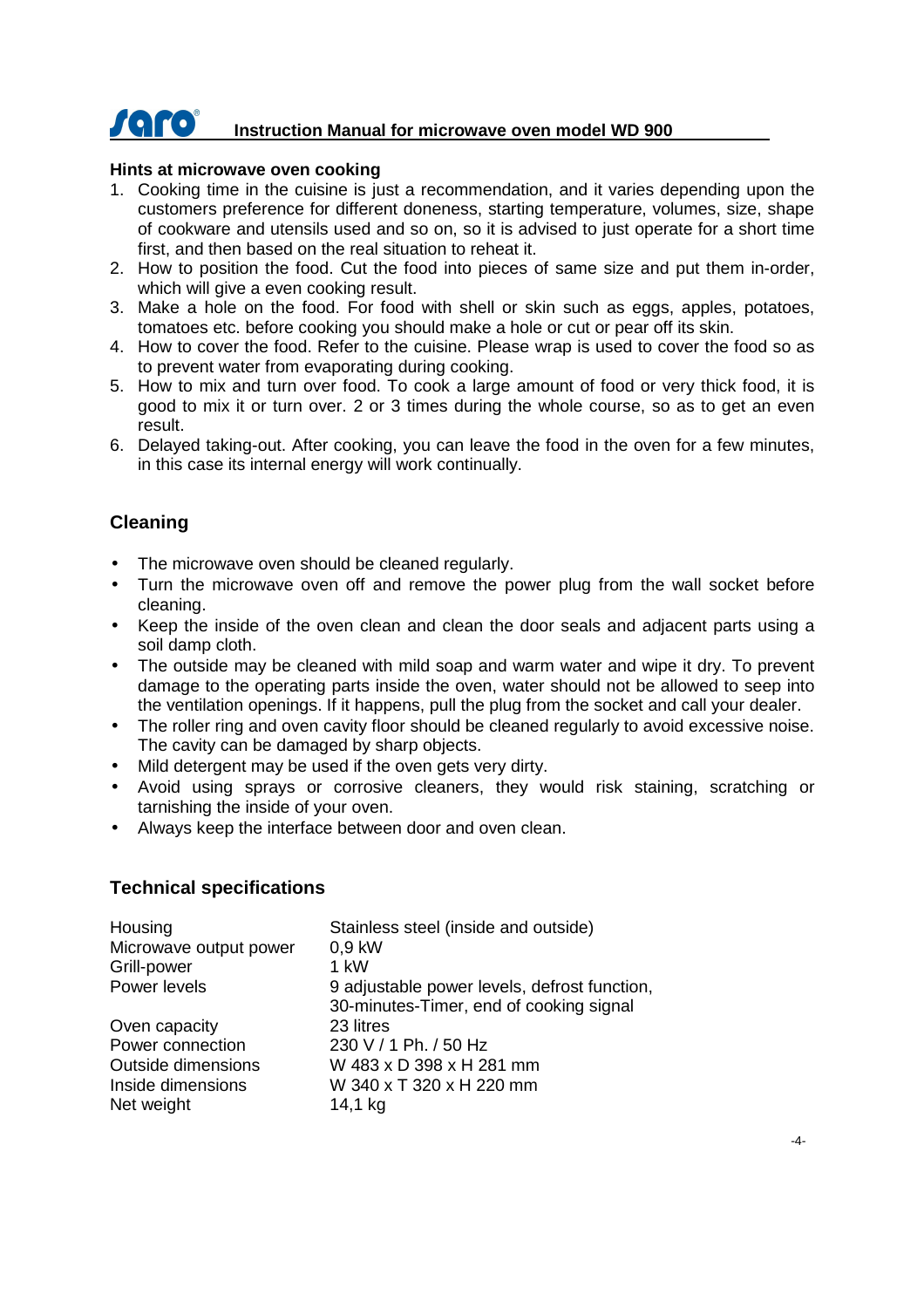**Hints at microwave oven cooking**

1. Cooking time in the cuisine is just a recommendation, and it varies depending upon the customers preference for different doneness, starting temperature, volumes, size, shape of cookware and utensils used and so on, so it is advised to just operate for a short time first, and then based on the real situation to reheat it.
2. How to position the food. Cut the food into pieces of same size and put them in-order, which will give a even cooking result.
3. Make a hole on the food. For food with shell or skin such as eggs, apples, potatoes, tomatoes etc. before cooking you should make a hole or cut or pear off its skin.
4. How to cover the food. Refer to the cuisine. Please wrap is used to cover the food so as to prevent water from evaporating during cooking.
5. How to mix and turn over food. To cook a large amount of food or very thick food, it is good to mix it or turn over. 2 or 3 times during the whole course, so as to get an even result.
6. Delayed taking-out. After cooking, you can leave the food in the oven for a few minutes, in this case its internal energy will work continually.

## Cleaning

- The microwave oven should be cleaned regularly.
- Turn the microwave oven off and remove the power plug from the wall socket before cleaning.
- Keep the inside of the oven clean and clean the door seals and adjacent parts using a soil damp cloth.
- The outside may be cleaned with mild soap and warm water and wipe it dry. To prevent damage to the operating parts inside the oven, water should not be allowed to seep into the ventilation openings. If it happens, pull the plug from the socket and call your dealer.
- The roller ring and oven cavity floor should be cleaned regularly to avoid excessive noise. The cavity can be damaged by sharp objects.
- Mild detergent may be used if the oven gets very dirty.
- Avoid using sprays or corrosive cleaners, they would risk staining, scratching or tarnishing the inside of your oven.
- Always keep the interface between door and oven clean.

## Technical specifications

| | |
|---|---|
| Housing | Stainless steel (inside and outside) |
| Microwave output power | 0,9 kW |
| Grill-power | 1 kW |
| Power levels | 9 adjustable power levels, defrost function, 30-minutes-Timer, end of cooking signal |
| Oven capacity | 23 litres |
| Power connection | 230 V / 1 Ph. / 50 Hz |
| Outside dimensions | W 483 x D 398 x H 281 mm |
| Inside dimensions | W 340 x T 320 x H 220 mm |
| Net weight | 14,1 kg |